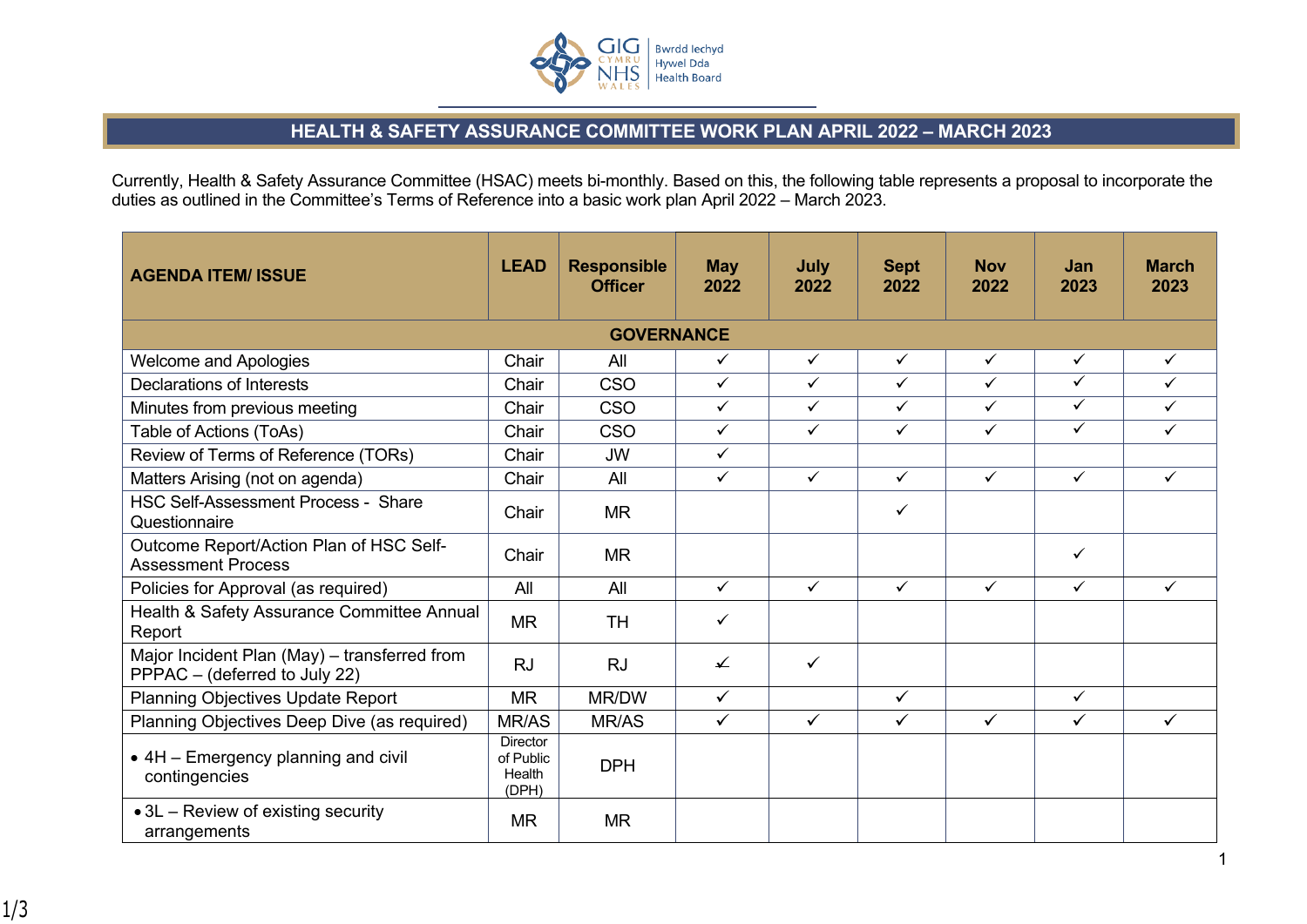# HEALTH & SAFETY ASSURANCE COMMITTEE WORK PLAN APRIL 2022 – MARCH 2023

Currently, Health & Safety Assurance Committee (HSAC) meets bi-monthly. Based on this, the following table represents a proposal to incorporate the duties as outlined in the Committee's Terms of Reference into a basic work plan April 2022 – March 2023.

| AGENDA ITEM/ ISSUE | LEAD | Responsible Officer | May 2022 | July 2022 | Sept 2022 | Nov 2022 | Jan 2023 | March 2023 |
|---|---|---|---|---|---|---|---|---|
| **GOVERNANCE** | | | | | | | | |
| Welcome and Apologies | Chair | All | ✓ | ✓ | ✓ | ✓ | ✓ | ✓ |
| Declarations of Interests | Chair | CSO | ✓ | ✓ | ✓ | ✓ | ✓ | ✓ |
| Minutes from previous meeting | Chair | CSO | ✓ | ✓ | ✓ | ✓ | ✓ | ✓ |
| Table of Actions (ToAs) | Chair | CSO | ✓ | ✓ | ✓ | ✓ | ✓ | ✓ |
| Review of Terms of Reference (TORs) | Chair | JW | ✓ | | | | | |
| Matters Arising (not on agenda) | Chair | All | ✓ | ✓ | ✓ | ✓ | ✓ | ✓ |
| HSC Self-Assessment Process - Share Questionnaire | Chair | MR | | | ✓ | | | |
| Outcome Report/Action Plan of HSC Self-Assessment Process | Chair | MR | | | | | ✓ | |
| Policies for Approval (as required) | All | All | ✓ | ✓ | ✓ | ✓ | ✓ | ✓ |
| Health & Safety Assurance Committee Annual Report | MR | TH | ✓ | | | | | |
| Major Incident Plan (May) – transferred from PPPAC – (deferred to July 22) | RJ | RJ | ~~✓~~ | ✓ | | | | |
| Planning Objectives Update Report | MR | MR/DW | ✓ | | ✓ | | ✓ | |
| Planning Objectives Deep Dive (as required) | MR/AS | MR/AS | ✓ | ✓ | ✓ | ✓ | ✓ | ✓ |
| • 4H – Emergency planning and civil contingencies | Director of Public Health (DPH) | DPH | | | | | | |
| • 3L – Review of existing security arrangements | MR | MR | | | | | | |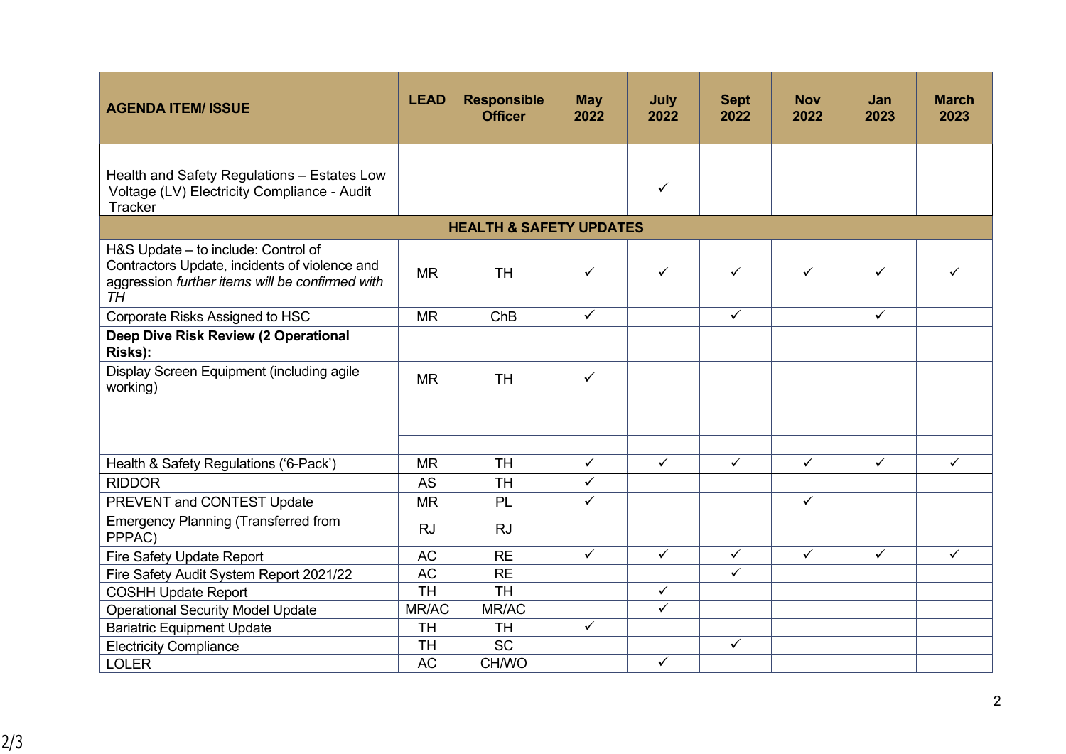| AGENDA ITEM/ ISSUE | LEAD | Responsible Officer | May 2022 | July 2022 | Sept 2022 | Nov 2022 | Jan 2023 | March 2023 |
|---|---|---|---|---|---|---|---|---|
| | | | | | | | | |
| Health and Safety Regulations – Estates Low Voltage (LV) Electricity Compliance - Audit Tracker | | | | ✓ | | | | |
| **HEALTH & SAFETY UPDATES** | | | | | | | | |
| H&S Update – to include: Control of Contractors Update, incidents of violence and aggression *further items will be confirmed with TH* | MR | TH | ✓ | ✓ | ✓ | ✓ | ✓ | ✓ |
| Corporate Risks Assigned to HSC | MR | ChB | ✓ | | ✓ | | ✓ | |
| **Deep Dive Risk Review (2 Operational Risks):** | | | | | | | | |
| Display Screen Equipment (including agile working) | MR | TH | ✓ | | | | | |
| | | | | | | | | |
| | | | | | | | | |
| | | | | | | | | |
| Health & Safety Regulations ('6-Pack') | MR | TH | ✓ | ✓ | ✓ | ✓ | ✓ | ✓ |
| RIDDOR | AS | TH | ✓ | | | | | |
| PREVENT and CONTEST Update | MR | PL | ✓ | | | ✓ | | |
| Emergency Planning (Transferred from PPPAC) | RJ | RJ | | | | | | |
| Fire Safety Update Report | AC | RE | ✓ | ✓ | ✓ | ✓ | ✓ | ✓ |
| Fire Safety Audit System Report 2021/22 | AC | RE | | | ✓ | | | |
| COSHH Update Report | TH | TH | | ✓ | | | | |
| Operational Security Model Update | MR/AC | MR/AC | | ✓ | | | | |
| Bariatric Equipment Update | TH | TH | ✓ | | | | | |
| Electricity Compliance | TH | SC | | | ✓ | | | |
| LOLER | AC | CH/WO | | ✓ | | | | |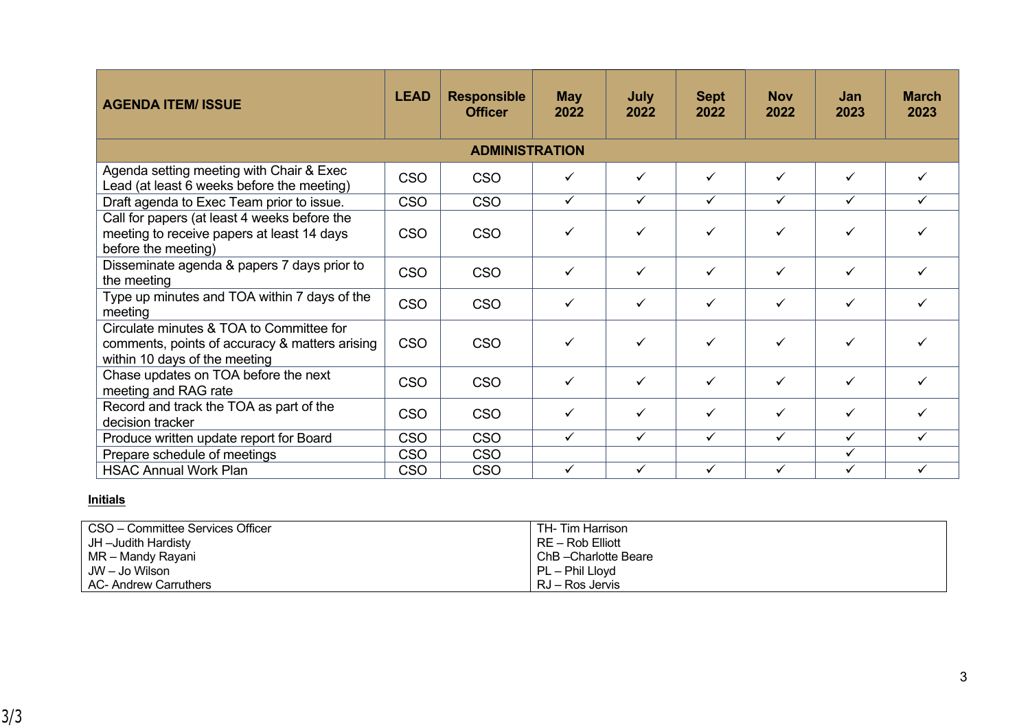| AGENDA ITEM/ ISSUE | LEAD | Responsible Officer | May 2022 | July 2022 | Sept 2022 | Nov 2022 | Jan 2023 | March 2023 |
|---|---|---|---|---|---|---|---|---|
| **ADMINISTRATION** | | | | | | | | |
| Agenda setting meeting with Chair & Exec Lead (at least 6 weeks before the meeting) | CSO | CSO | ✓ | ✓ | ✓ | ✓ | ✓ | ✓ |
| Draft agenda to Exec Team prior to issue. | CSO | CSO | ✓ | ✓ | ✓ | ✓ | ✓ | ✓ |
| Call for papers (at least 4 weeks before the meeting to receive papers at least 14 days before the meeting) | CSO | CSO | ✓ | ✓ | ✓ | ✓ | ✓ | ✓ |
| Disseminate agenda & papers 7 days prior to the meeting | CSO | CSO | ✓ | ✓ | ✓ | ✓ | ✓ | ✓ |
| Type up minutes and TOA within 7 days of the meeting | CSO | CSO | ✓ | ✓ | ✓ | ✓ | ✓ | ✓ |
| Circulate minutes & TOA to Committee for comments, points of accuracy & matters arising within 10 days of the meeting | CSO | CSO | ✓ | ✓ | ✓ | ✓ | ✓ | ✓ |
| Chase updates on TOA before the next meeting and RAG rate | CSO | CSO | ✓ | ✓ | ✓ | ✓ | ✓ | ✓ |
| Record and track the TOA as part of the decision tracker | CSO | CSO | ✓ | ✓ | ✓ | ✓ | ✓ | ✓ |
| Produce written update report for Board | CSO | CSO | ✓ | ✓ | ✓ | ✓ | ✓ | ✓ |
| Prepare schedule of meetings | CSO | CSO | | | | | ✓ | |
| HSAC Annual Work Plan | CSO | CSO | ✓ | ✓ | ✓ | ✓ | ✓ | ✓ |

**Initials**

| | |
|---|---|
| CSO – Committee Services Officer | TH- Tim Harrison |
| JH –Judith Hardisty | RE – Rob Elliott |
| MR – Mandy Rayani | ChB –Charlotte Beare |
| JW – Jo Wilson | PL – Phil Lloyd |
| AC- Andrew Carruthers | RJ – Ros Jervis |